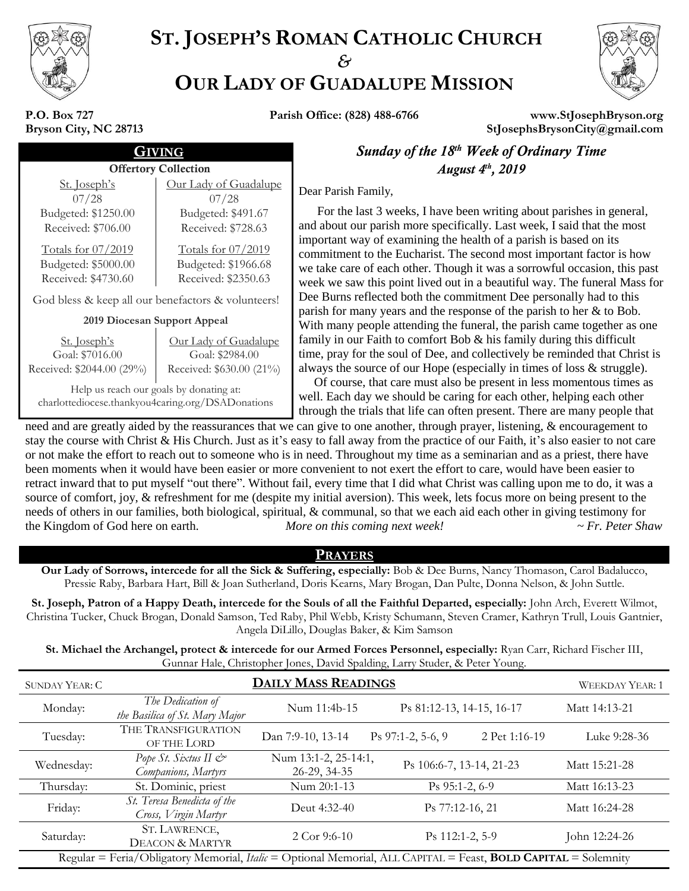# ST. JOSEPH'S ROMAN CATHOLIC CHURCH
## &
# OUR LADY OF GUADALUPE MISSION

**P.O. Box 727**
**Bryson City, NC 28713**

**Parish Office: (828) 488-6766**

**www.StJosephBryson.org**
**StJosephsBrysonCity@gmail.com**

## GIVING

**Offertory Collection**

| St. Joseph's | Our Lady of Guadalupe |
|---|---|
| 07/28 | 07/28 |
| Budgeted: $1250.00 | Budgeted: $491.67 |
| Received: $706.00 | Received: $728.63 |
| Totals for 07/2019 | Totals for 07/2019 |
| Budgeted: $5000.00 | Budgeted: $1966.68 |
| Received: $4730.60 | Received: $2350.63 |

God bless & keep all our benefactors & volunteers!

**2019 Diocesan Support Appeal**

| St. Joseph's | Our Lady of Guadalupe |
|---|---|
| Goal: $7016.00 | Goal: $2984.00 |
| Received: $2044.00 (29%) | Received: $630.00 (21%) |

Help us reach our goals by donating at:
charlottediocese.thankyou4caring.org/DSADonations

## *Sunday of the 18th Week of Ordinary Time*
## *August 4th, 2019*

Dear Parish Family,

For the last 3 weeks, I have been writing about parishes in general, and about our parish more specifically. Last week, I said that the most important way of examining the health of a parish is based on its commitment to the Eucharist. The second most important factor is how we take care of each other. Though it was a sorrowful occasion, this past week we saw this point lived out in a beautiful way. The funeral Mass for Dee Burns reflected both the commitment Dee personally had to this parish for many years and the response of the parish to her & to Bob. With many people attending the funeral, the parish came together as one family in our Faith to comfort Bob & his family during this difficult time, pray for the soul of Dee, and collectively be reminded that Christ is always the source of our Hope (especially in times of loss & struggle).

Of course, that care must also be present in less momentous times as well. Each day we should be caring for each other, helping each other through the trials that life can often present. There are many people that need and are greatly aided by the reassurances that we can give to one another, through prayer, listening, & encouragement to stay the course with Christ & His Church. Just as it's easy to fall away from the practice of our Faith, it's also easier to not care or not make the effort to reach out to someone who is in need. Throughout my time as a seminarian and as a priest, there have been moments when it would have been easier or more convenient to not exert the effort to care, would have been easier to retract inward that to put myself "out there". Without fail, every time that I did what Christ was calling upon me to do, it was a source of comfort, joy, & refreshment for me (despite my initial aversion). This week, lets focus more on being present to the needs of others in our families, both biological, spiritual, & communal, so that we each aid each other in giving testimony for the Kingdom of God here on earth. *More on this coming next week!* *~ Fr. Peter Shaw*

## PRAYERS

**Our Lady of Sorrows, intercede for all the Sick & Suffering, especially:** Bob & Dee Burns, Nancy Thomason, Carol Badalucco, Pressie Raby, Barbara Hart, Bill & Joan Sutherland, Doris Kearns, Mary Brogan, Dan Pulte, Donna Nelson, & John Suttle.

**St. Joseph, Patron of a Happy Death, intercede for the Souls of all the Faithful Departed, especially:** John Arch, Everett Wilmot, Christina Tucker, Chuck Brogan, Donald Samson, Ted Raby, Phil Webb, Kristy Schumann, Steven Cramer, Kathryn Trull, Louis Gantnier, Angela DiLillo, Douglas Baker, & Kim Samson

**St. Michael the Archangel, protect & intercede for our Armed Forces Personnel, especially:** Ryan Carr, Richard Fischer III, Gunnar Hale, Christopher Jones, David Spalding, Larry Studer, & Peter Young.

## DAILY MASS READINGS

SUNDAY YEAR: C — WEEKDAY YEAR: 1

| | | | | | |
|---|---|---|---|---|---|
| Monday: | *The Dedication of the Basilica of St. Mary Major* | Num 11:4b-15 | Ps 81:12-13, 14-15, 16-17 | | Matt 14:13-21 |
| Tuesday: | THE TRANSFIGURATION OF THE LORD | Dan 7:9-10, 13-14 | Ps 97:1-2, 5-6, 9 | 2 Pet 1:16-19 | Luke 9:28-36 |
| Wednesday: | *Pope St. Sixtus II & Companions, Martyrs* | Num 13:1-2, 25-14:1, 26-29, 34-35 | Ps 106:6-7, 13-14, 21-23 | | Matt 15:21-28 |
| Thursday: | St. Dominic, priest | Num 20:1-13 | Ps 95:1-2, 6-9 | | Matt 16:13-23 |
| Friday: | *St. Teresa Benedicta of the Cross, Virgin Martyr* | Deut 4:32-40 | Ps 77:12-16, 21 | | Matt 16:24-28 |
| Saturday: | ST. LAWRENCE, DEACON & MARTYR | 2 Cor 9:6-10 | Ps 112:1-2, 5-9 | | John 12:24-26 |

Regular = Feria/Obligatory Memorial, *Italic* = Optional Memorial, ALL CAPITAL = Feast, **BOLD CAPITAL** = Solemnity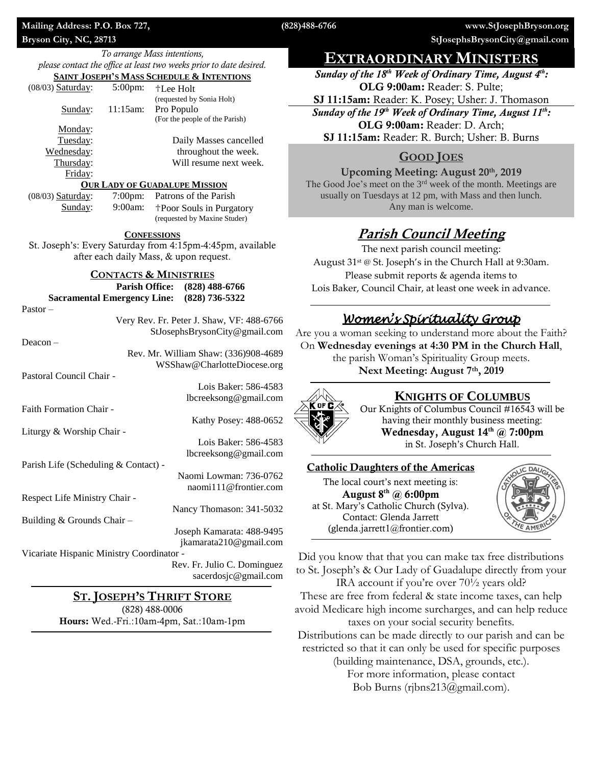**Mailing Address: P.O. Box 727, Bryson City, NC, 28713** (828)488-6766 **www.StJosephBryson.org** **StJosephsBrysonCity@gmail.com**

*To arrange Mass intentions, please contact the office at least two weeks prior to date desired.*

**SAINT JOSEPH'S MASS SCHEDULE & INTENTIONS**

| | | |
|---|---|---|
| (08/03) Saturday: | 5:00pm: | †Lee Holt (requested by Sonia Holt) |
| Sunday: | 11:15am: | Pro Populo (For the people of the Parish) |
| Monday: | | |
| Tuesday: | | Daily Masses cancelled |
| Wednesday: | | throughout the week. |
| Thursday: | | Will resume next week. |
| Friday: | | |

**OUR LADY OF GUADALUPE MISSION**

| | | |
|---|---|---|
| (08/03) Saturday: | 7:00pm: | Patrons of the Parish |
| Sunday: | 9:00am: | †Poor Souls in Purgatory (requested by Maxine Studer) |

**CONFESSIONS**

St. Joseph's: Every Saturday from 4:15pm-4:45pm, available after each daily Mass, & upon request.

**CONTACTS & MINISTRIES**

**Parish Office: (828) 488-6766**
**Sacramental Emergency Line: (828) 736-5322**

Pastor – Very Rev. Fr. Peter J. Shaw, VF: 488-6766 StJosephsBrysonCity@gmail.com

Deacon – Rev. Mr. William Shaw: (336)908-4689 WSShaw@CharlotteDiocese.org

Pastoral Council Chair - Lois Baker: 586-4583 lbcreeksong@gmail.com

Faith Formation Chair - Kathy Posey: 488-0652

Liturgy & Worship Chair - Lois Baker: 586-4583 lbcreeksong@gmail.com

Parish Life (Scheduling & Contact) - Naomi Lowman: 736-0762 naomi111@frontier.com

Respect Life Ministry Chair - Nancy Thomason: 341-5032

Building & Grounds Chair – Joseph Kamarata: 488-9495 jkamarata210@gmail.com

Vicariate Hispanic Ministry Coordinator - Rev. Fr. Julio C. Dominguez sacerdosjc@gmail.com

## ST. JOSEPH'S THRIFT STORE

(828) 488-0006
**Hours:** Wed.-Fri.:10am-4pm, Sat.:10am-1pm

## EXTRAORDINARY MINISTERS

***Sunday of the 18th Week of Ordinary Time, August 4th:***
**OLG 9:00am:** Reader: S. Pulte;
**SJ 11:15am:** Reader: K. Posey; Usher: J. Thomason

***Sunday of the 19th Week of Ordinary Time, August 11th:***
**OLG 9:00am:** Reader: D. Arch;
**SJ 11:15am:** Reader: R. Burch; Usher: B. Burns

## GOOD JOES

**Upcoming Meeting: August 20th, 2019**

The Good Joe's meet on the 3rd week of the month. Meetings are usually on Tuesdays at 12 pm, with Mass and then lunch. Any man is welcome.

## *Parish Council Meeting*

The next parish council meeting:
August 31st @ St. Joseph's in the Church Hall at 9:30am.
Please submit reports & agenda items to Lois Baker, Council Chair, at least one week in advance.

## *Women's Spirituality Group*

Are you a woman seeking to understand more about the Faith? On **Wednesday evenings at 4:30 PM in the Church Hall**, the parish Woman's Spirituality Group meets.
**Next Meeting: August 7th, 2019**

## KNIGHTS OF COLUMBUS

Our Knights of Columbus Council #16543 will be having their monthly business meeting:
**Wednesday, August 14th @ 7:00pm**
in St. Joseph's Church Hall.

**Catholic Daughters of the Americas**

The local court's next meeting is:
**August 8th @ 6:00pm**
at St. Mary's Catholic Church (Sylva).
Contact: Glenda Jarrett (glenda.jarrett1@frontier.com)

Did you know that that you can make tax free distributions to St. Joseph's & Our Lady of Guadalupe directly from your IRA account if you're over 70½ years old?
These are free from federal & state income taxes, can help avoid Medicare high income surcharges, and can help reduce taxes on your social security benefits.
Distributions can be made directly to our parish and can be restricted so that it can only be used for specific purposes (building maintenance, DSA, grounds, etc.).
For more information, please contact Bob Burns (rjbns213@gmail.com).